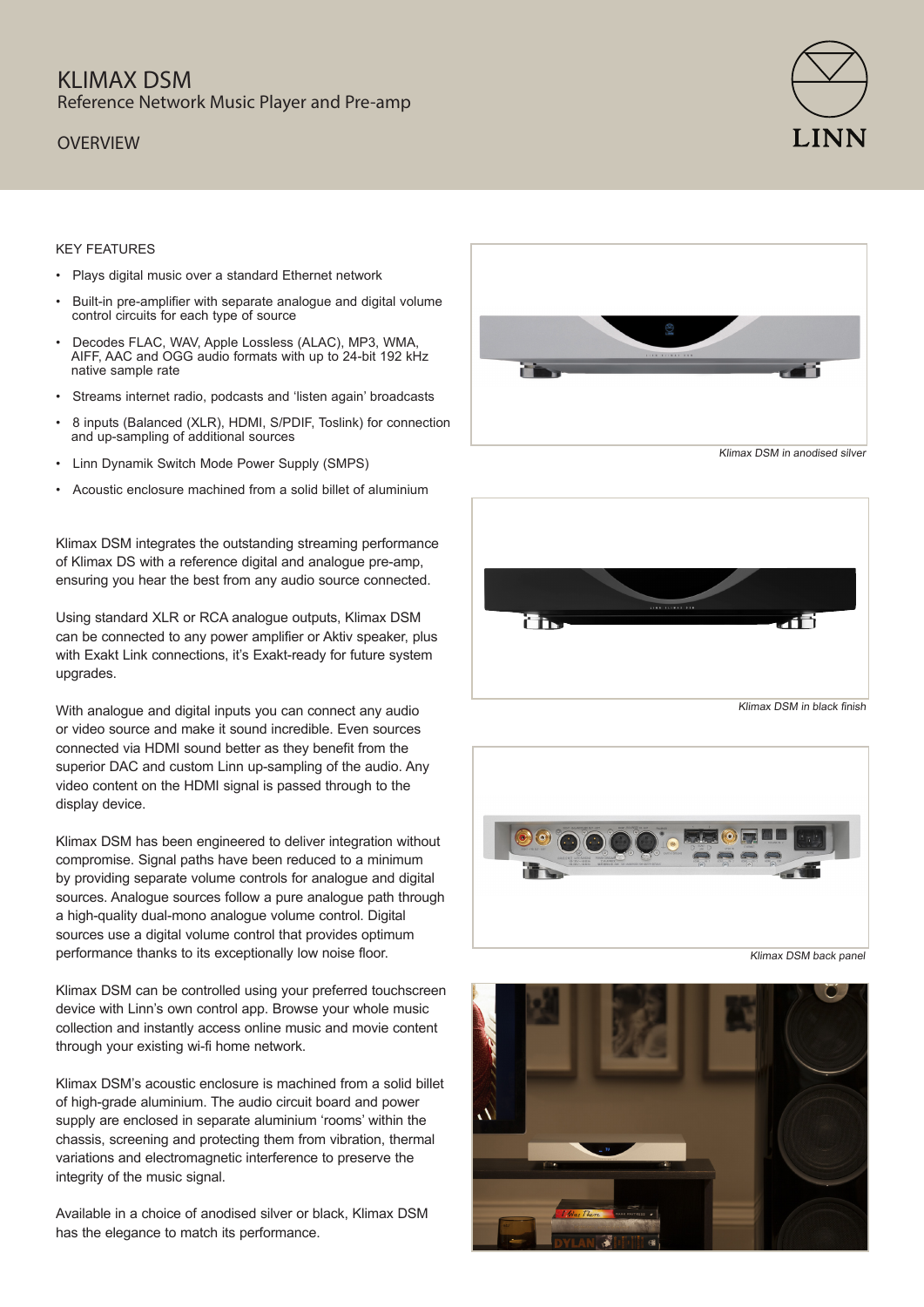# KLIMAX DSM

Reference Network Music Player and Pre-amp

## OVERVIEW

### KEY FEATURES

- Plays digital music over a standard Ethernet network
- Built-in pre-amplifier with separate analogue and digital volume control circuits for each type of source
- Decodes FLAC, WAV, Apple Lossless (ALAC), MP3, WMA, AIFF, AAC and OGG audio formats with up to 24-bit 192 kHz native sample rate
- Streams internet radio, podcasts and 'listen again' broadcasts
- 8 inputs (Balanced (XLR), HDMI, S/PDIF, Toslink) for connection and up-sampling of additional sources
- Linn Dynamik Switch Mode Power Supply (SMPS)
- Acoustic enclosure machined from a solid billet of aluminium

Klimax DSM integrates the outstanding streaming performance of Klimax DS with a reference digital and analogue pre-amp, ensuring you hear the best from any audio source connected.

Using standard XLR or RCA analogue outputs, Klimax DSM can be connected to any power amplifier or Aktiv speaker, plus with Exakt Link connections, it's Exakt-ready for future system upgrades.

With analogue and digital inputs you can connect any audio or video source and make it sound incredible. Even sources connected via HDMI sound better as they benefit from the superior DAC and custom Linn up-sampling of the audio. Any video content on the HDMI signal is passed through to the display device.

Klimax DSM has been engineered to deliver integration without compromise. Signal paths have been reduced to a minimum by providing separate volume controls for analogue and digital sources. Analogue sources follow a pure analogue path through a high-quality dual-mono analogue volume control. Digital sources use a digital volume control that provides optimum performance thanks to its exceptionally low noise floor.

Klimax DSM can be controlled using your preferred touchscreen device with Linn's own control app. Browse your whole music collection and instantly access online music and movie content through your existing wi-fi home network.

Klimax DSM's acoustic enclosure is machined from a solid billet of high-grade aluminium. The audio circuit board and power supply are enclosed in separate aluminium 'rooms' within the chassis, screening and protecting them from vibration, thermal variations and electromagnetic interference to preserve the integrity of the music signal.

Available in a choice of anodised silver or black, Klimax DSM has the elegance to match its performance.

*Klimax DSM in anodised silver*

*Klimax DSM in black finish*

*Klimax DSM back panel*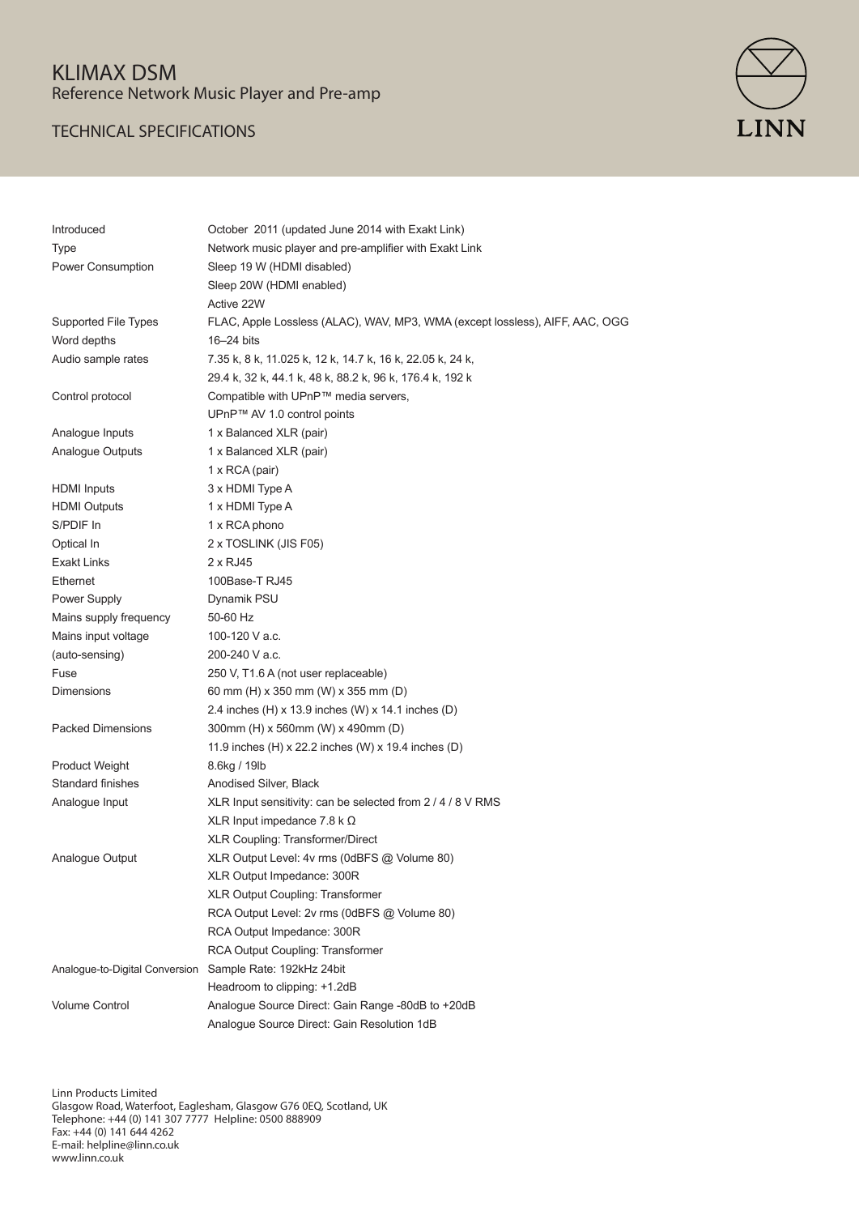# KLIMAX DSM

Reference Network Music Player and Pre-amp

## TECHNICAL SPECIFICATIONS

| | |
|---|---|
| Introduced | October 2011 (updated June 2014 with Exakt Link) |
| Type | Network music player and pre-amplifier with Exakt Link |
| Power Consumption | Sleep 19 W (HDMI disabled)<br>Sleep 20W (HDMI enabled)<br>Active 22W |
| Supported File Types | FLAC, Apple Lossless (ALAC), WAV, MP3, WMA (except lossless), AIFF, AAC, OGG |
| Word depths | 16–24 bits |
| Audio sample rates | 7.35 k, 8 k, 11.025 k, 12 k, 14.7 k, 16 k, 22.05 k, 24 k,<br>29.4 k, 32 k, 44.1 k, 48 k, 88.2 k, 96 k, 176.4 k, 192 k |
| Control protocol | Compatible with UPnP™ media servers,<br>UPnP™ AV 1.0 control points |
| Analogue Inputs | 1 x Balanced XLR (pair) |
| Analogue Outputs | 1 x Balanced XLR (pair)<br>1 x RCA (pair) |
| HDMI Inputs | 3 x HDMI Type A |
| HDMI Outputs | 1 x HDMI Type A |
| S/PDIF In | 1 x RCA phono |
| Optical In | 2 x TOSLINK (JIS F05) |
| Exakt Links | 2 x RJ45 |
| Ethernet | 100Base-T RJ45 |
| Power Supply | Dynamik PSU |
| Mains supply frequency | 50-60 Hz |
| Mains input voltage (auto-sensing) | 100-120 V a.c.<br>200-240 V a.c. |
| Fuse | 250 V, T1.6 A (not user replaceable) |
| Dimensions | 60 mm (H) x 350 mm (W) x 355 mm (D)<br>2.4 inches (H) x 13.9 inches (W) x 14.1 inches (D) |
| Packed Dimensions | 300mm (H) x 560mm (W) x 490mm (D)<br>11.9 inches (H) x 22.2 inches (W) x 19.4 inches (D) |
| Product Weight | 8.6kg / 19lb |
| Standard finishes | Anodised Silver, Black |
| Analogue Input | XLR Input sensitivity: can be selected from 2 / 4 / 8 V RMS<br>XLR Input impedance 7.8 k Ω<br>XLR Coupling: Transformer/Direct |
| Analogue Output | XLR Output Level: 4v rms (0dBFS @ Volume 80)<br>XLR Output Impedance: 300R<br>XLR Output Coupling: Transformer<br>RCA Output Level: 2v rms (0dBFS @ Volume 80)<br>RCA Output Impedance: 300R<br>RCA Output Coupling: Transformer |
| Analogue-to-Digital Conversion | Sample Rate: 192kHz 24bit<br>Headroom to clipping: +1.2dB |
| Volume Control | Analogue Source Direct: Gain Range -80dB to +20dB<br>Analogue Source Direct: Gain Resolution 1dB |

Linn Products Limited
Glasgow Road, Waterfoot, Eaglesham, Glasgow G76 0EQ, Scotland, UK
Telephone: +44 (0) 141 307 7777 Helpline: 0500 888909
Fax: +44 (0) 141 644 4262
E-mail: helpline@linn.co.uk
www.linn.co.uk